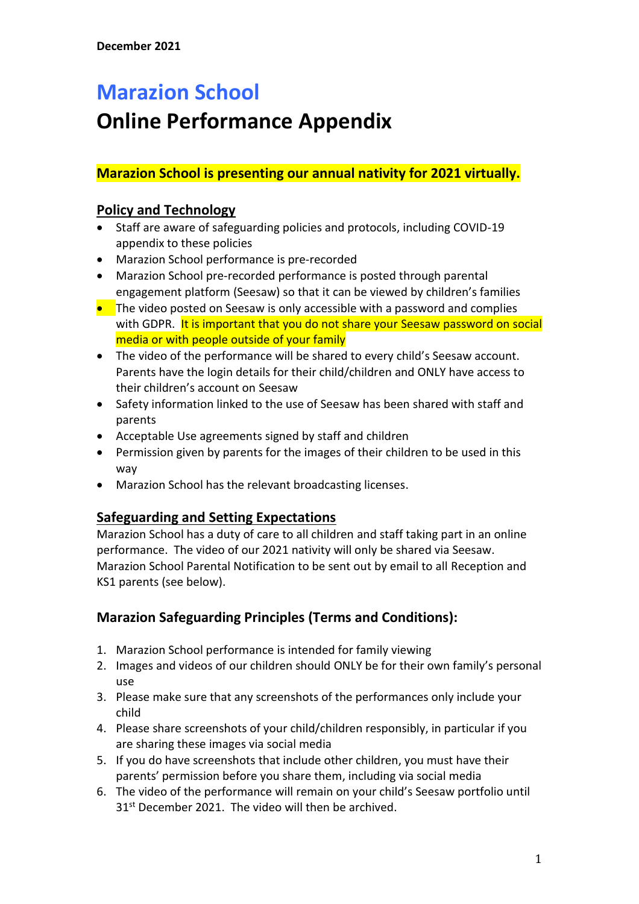**December 2021**

# Marazion School

# Online Performance Appendix

**Marazion School is presenting our annual nativity for 2021 virtually.**

## Policy and Technology

- Staff are aware of safeguarding policies and protocols, including COVID-19 appendix to these policies
- Marazion School performance is pre-recorded
- Marazion School pre-recorded performance is posted through parental engagement platform (Seesaw) so that it can be viewed by children's families
- The video posted on Seesaw is only accessible with a password and complies with GDPR. It is important that you do not share your Seesaw password on social media or with people outside of your family
- The video of the performance will be shared to every child's Seesaw account. Parents have the login details for their child/children and ONLY have access to their children's account on Seesaw
- Safety information linked to the use of Seesaw has been shared with staff and parents
- Acceptable Use agreements signed by staff and children
- Permission given by parents for the images of their children to be used in this way
- Marazion School has the relevant broadcasting licenses.

## Safeguarding and Setting Expectations

Marazion School has a duty of care to all children and staff taking part in an online performance. The video of our 2021 nativity will only be shared via Seesaw. Marazion School Parental Notification to be sent out by email to all Reception and KS1 parents (see below).

### Marazion Safeguarding Principles (Terms and Conditions):

1. Marazion School performance is intended for family viewing
2. Images and videos of our children should ONLY be for their own family's personal use
3. Please make sure that any screenshots of the performances only include your child
4. Please share screenshots of your child/children responsibly, in particular if you are sharing these images via social media
5. If you do have screenshots that include other children, you must have their parents' permission before you share them, including via social media
6. The video of the performance will remain on your child's Seesaw portfolio until 31st December 2021. The video will then be archived.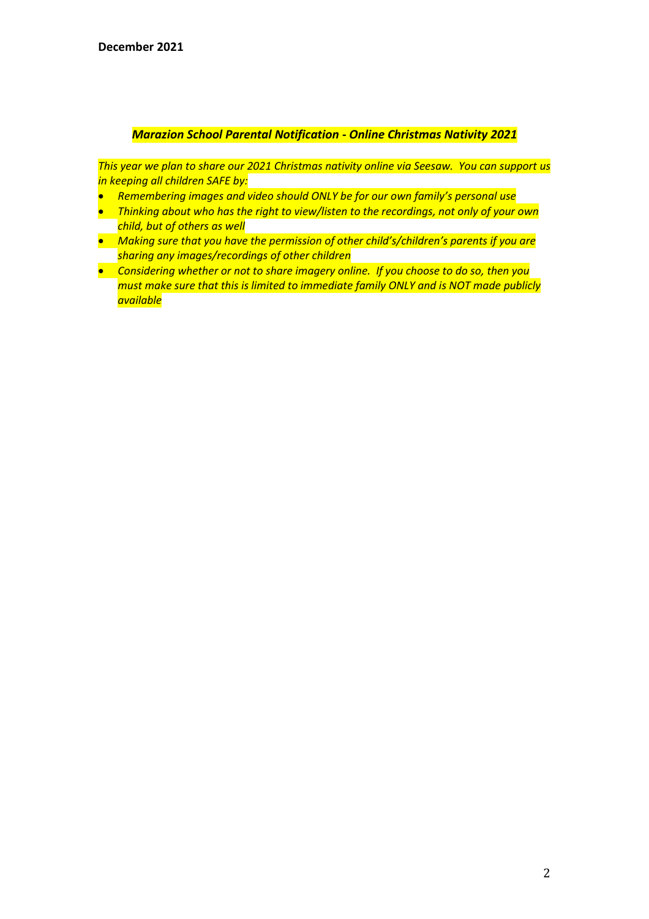**December 2021**

### ***Marazion School Parental Notification - Online Christmas Nativity 2021***

*This year we plan to share our 2021 Christmas nativity online via Seesaw. You can support us in keeping all children SAFE by:*

- *Remembering images and video should ONLY be for our own family's personal use*
- *Thinking about who has the right to view/listen to the recordings, not only of your own child, but of others as well*
- *Making sure that you have the permission of other child's/children's parents if you are sharing any images/recordings of other children*
- *Considering whether or not to share imagery online. If you choose to do so, then you must make sure that this is limited to immediate family ONLY and is NOT made publicly available*